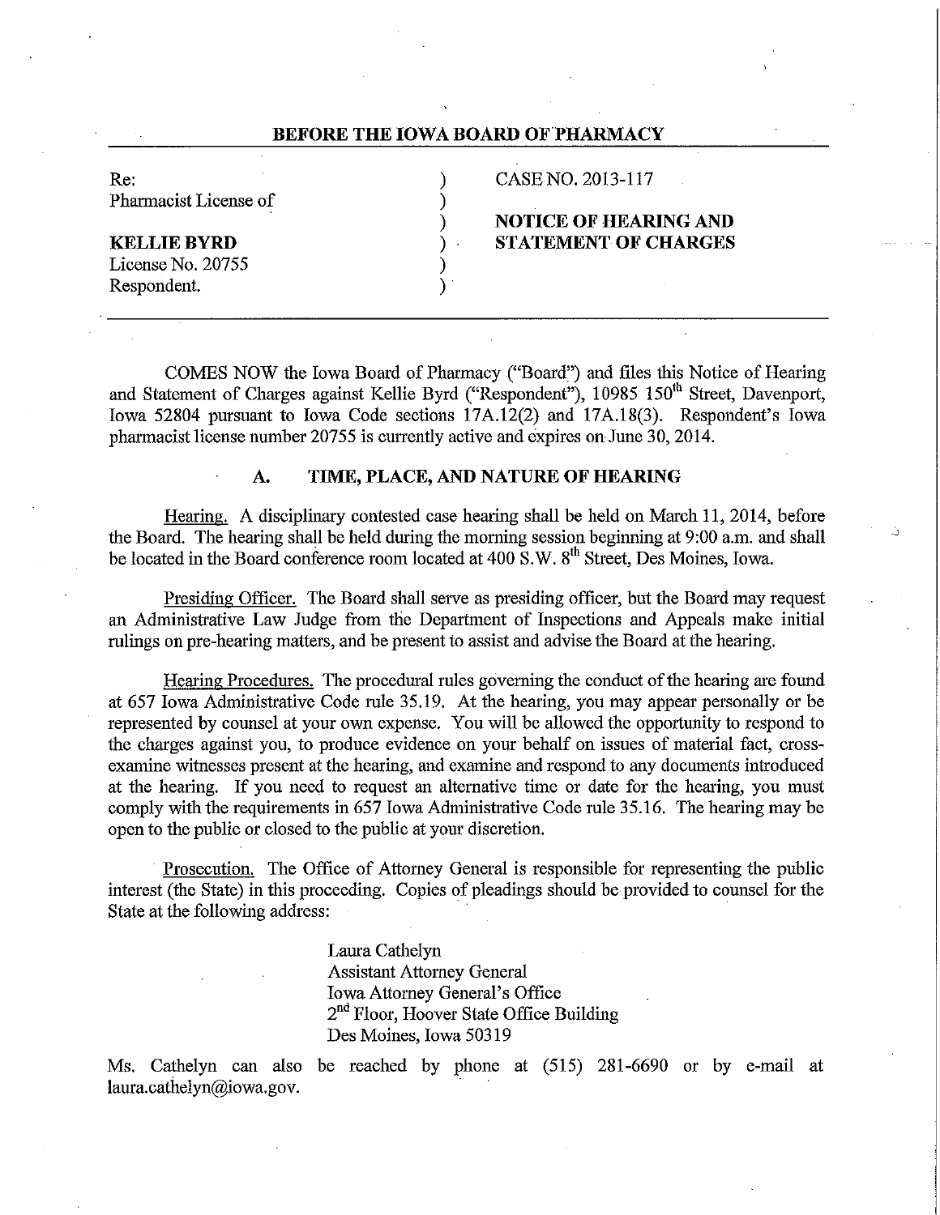# BEFORE THE IOWA BOARD OF PHARMACY

| | | |
|---|---|---|
| Re: Pharmacist License of | ) | CASE NO. 2013-117 |
| | ) | |
| **KELLIE BYRD** | ) | **NOTICE OF HEARING AND STATEMENT OF CHARGES** |
| License No. 20755 | ) | |
| Respondent. | ) | |

COMES NOW the Iowa Board of Pharmacy ("Board") and files this Notice of Hearing and Statement of Charges against Kellie Byrd ("Respondent"), 10985 150th Street, Davenport, Iowa 52804 pursuant to Iowa Code sections 17A.12(2) and 17A.18(3). Respondent's Iowa pharmacist license number 20755 is currently active and expires on June 30, 2014.

## A. TIME, PLACE, AND NATURE OF HEARING

Hearing. A disciplinary contested case hearing shall be held on March 11, 2014, before the Board. The hearing shall be held during the morning session beginning at 9:00 a.m. and shall be located in the Board conference room located at 400 S.W. 8th Street, Des Moines, Iowa.

Presiding Officer. The Board shall serve as presiding officer, but the Board may request an Administrative Law Judge from the Department of Inspections and Appeals make initial rulings on pre-hearing matters, and be present to assist and advise the Board at the hearing.

Hearing Procedures. The procedural rules governing the conduct of the hearing are found at 657 Iowa Administrative Code rule 35.19. At the hearing, you may appear personally or be represented by counsel at your own expense. You will be allowed the opportunity to respond to the charges against you, to produce evidence on your behalf on issues of material fact, cross-examine witnesses present at the hearing, and examine and respond to any documents introduced at the hearing. If you need to request an alternative time or date for the hearing, you must comply with the requirements in 657 Iowa Administrative Code rule 35.16. The hearing may be open to the public or closed to the public at your discretion.

Prosecution. The Office of Attorney General is responsible for representing the public interest (the State) in this proceeding. Copies of pleadings should be provided to counsel for the State at the following address:

Laura Cathelyn
Assistant Attorney General
Iowa Attorney General's Office
2nd Floor, Hoover State Office Building
Des Moines, Iowa 50319

Ms. Cathelyn can also be reached by phone at (515) 281-6690 or by e-mail at laura.cathelyn@iowa.gov.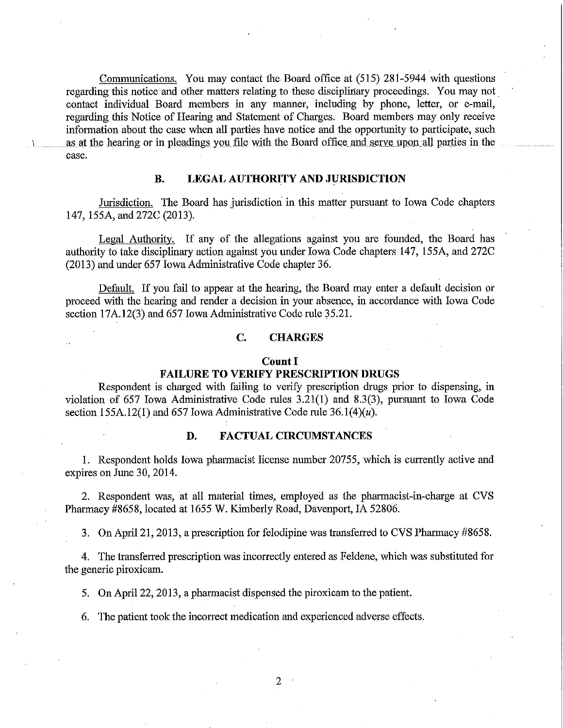Communications. You may contact the Board office at (515) 281-5944 with questions regarding this notice and other matters relating to these disciplinary proceedings. You may not contact individual Board members in any manner, including by phone, letter, or e-mail, regarding this Notice of Hearing and Statement of Charges. Board members may only receive information about the case when all parties have notice and the opportunity to participate, such as at the hearing or in pleadings you file with the Board office and serve upon all parties in the case.

## B. LEGAL AUTHORITY AND JURISDICTION

Jurisdiction. The Board has jurisdiction in this matter pursuant to Iowa Code chapters 147, 155A, and 272C (2013).

Legal Authority. If any of the allegations against you are founded, the Board has authority to take disciplinary action against you under Iowa Code chapters 147, 155A, and 272C (2013) and under 657 Iowa Administrative Code chapter 36.

Default. If you fail to appear at the hearing, the Board may enter a default decision or proceed with the hearing and render a decision in your absence, in accordance with Iowa Code section 17A.12(3) and 657 Iowa Administrative Code rule 35.21.

## C. CHARGES

### Count I
### FAILURE TO VERIFY PRESCRIPTION DRUGS

Respondent is charged with failing to verify prescription drugs prior to dispensing, in violation of 657 Iowa Administrative Code rules 3.21(1) and 8.3(3), pursuant to Iowa Code section 155A.12(1) and 657 Iowa Administrative Code rule 36.1(4)(*u*).

## D. FACTUAL CIRCUMSTANCES

1. Respondent holds Iowa pharmacist license number 20755, which is currently active and expires on June 30, 2014.

2. Respondent was, at all material times, employed as the pharmacist-in-charge at CVS Pharmacy #8658, located at 1655 W. Kimberly Road, Davenport, IA 52806.

3. On April 21, 2013, a prescription for felodipine was transferred to CVS Pharmacy #8658.

4. The transferred prescription was incorrectly entered as Feldene, which was substituted for the generic piroxicam.

5. On April 22, 2013, a pharmacist dispensed the piroxicam to the patient.

6. The patient took the incorrect medication and experienced adverse effects.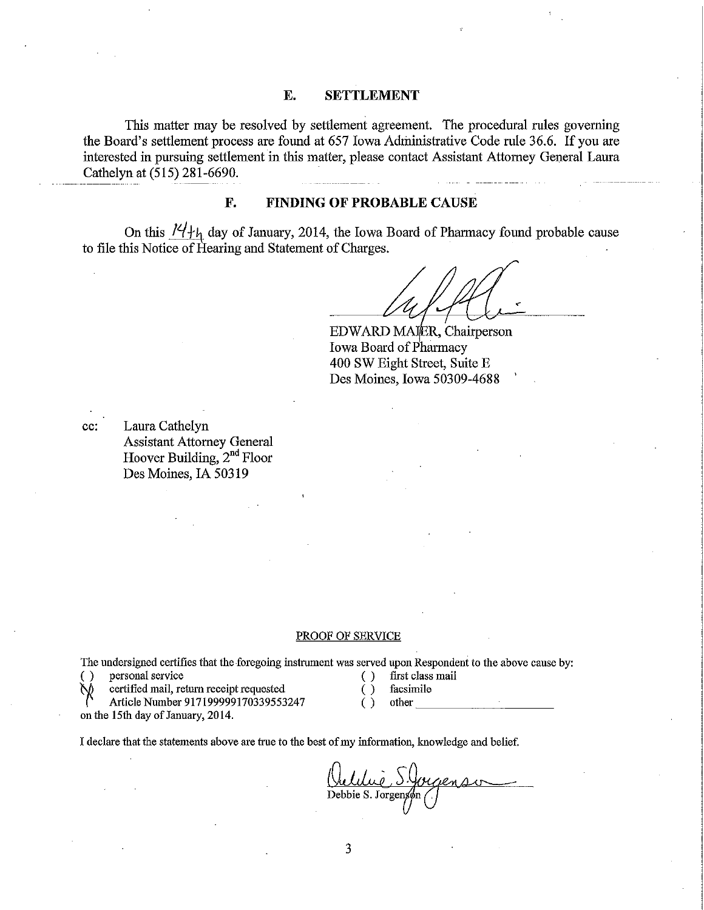## E. SETTLEMENT

This matter may be resolved by settlement agreement. The procedural rules governing the Board's settlement process are found at 657 Iowa Administrative Code rule 36.6. If you are interested in pursuing settlement in this matter, please contact Assistant Attorney General Laura Cathelyn at (515) 281-6690.

## F. FINDING OF PROBABLE CAUSE

On this 14th day of January, 2014, the Iowa Board of Pharmacy found probable cause to file this Notice of Hearing and Statement of Charges.

EDWARD MAIER, Chairperson
Iowa Board of Pharmacy
400 SW Eight Street, Suite E
Des Moines, Iowa 50309-4688

cc: Laura Cathelyn
Assistant Attorney General
Hoover Building, 2nd Floor
Des Moines, IA 50319

PROOF OF SERVICE

The undersigned certifies that the foregoing instrument was served upon Respondent to the above cause by:

( ) personal service
(X) certified mail, return receipt requested
Article Number 9171999991703395532​47
( ) first class mail
( ) facsimile
( ) other ______

on the 15th day of January, 2014.

I declare that the statements above are true to the best of my information, knowledge and belief.

Debbie S. Jorgenson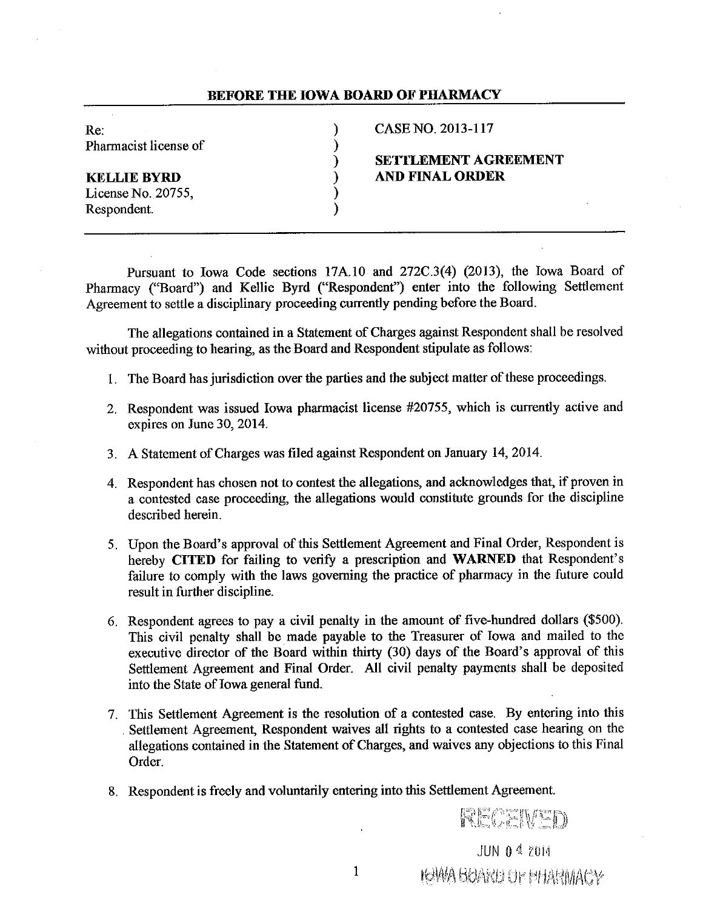## BEFORE THE IOWA BOARD OF PHARMACY

| | | |
|---|---|---|
| Re: | ) | CASE NO. 2013-117 |
| Pharmacist license of | ) | |
| | ) | **SETTLEMENT AGREEMENT** |
| **KELLIE BYRD** | ) | **AND FINAL ORDER** |
| License No. 20755, | ) | |
| Respondent. | ) | |

Pursuant to Iowa Code sections 17A.10 and 272C.3(4) (2013), the Iowa Board of Pharmacy ("Board") and Kellie Byrd ("Respondent") enter into the following Settlement Agreement to settle a disciplinary proceeding currently pending before the Board.

The allegations contained in a Statement of Charges against Respondent shall be resolved without proceeding to hearing, as the Board and Respondent stipulate as follows:

1. The Board has jurisdiction over the parties and the subject matter of these proceedings.

2. Respondent was issued Iowa pharmacist license #20755, which is currently active and expires on June 30, 2014.

3. A Statement of Charges was filed against Respondent on January 14, 2014.

4. Respondent has chosen not to contest the allegations, and acknowledges that, if proven in a contested case proceeding, the allegations would constitute grounds for the discipline described herein.

5. Upon the Board's approval of this Settlement Agreement and Final Order, Respondent is hereby **CITED** for failing to verify a prescription and **WARNED** that Respondent's failure to comply with the laws governing the practice of pharmacy in the future could result in further discipline.

6. Respondent agrees to pay a civil penalty in the amount of five-hundred dollars ($500). This civil penalty shall be made payable to the Treasurer of Iowa and mailed to the executive director of the Board within thirty (30) days of the Board's approval of this Settlement Agreement and Final Order. All civil penalty payments shall be deposited into the State of Iowa general fund.

7. This Settlement Agreement is the resolution of a contested case. By entering into this Settlement Agreement, Respondent waives all rights to a contested case hearing on the allegations contained in the Statement of Charges, and waives any objections to this Final Order.

8. Respondent is freely and voluntarily entering into this Settlement Agreement.

RECEIVED
JUN 04 2014
IOWA BOARD OF PHARMACY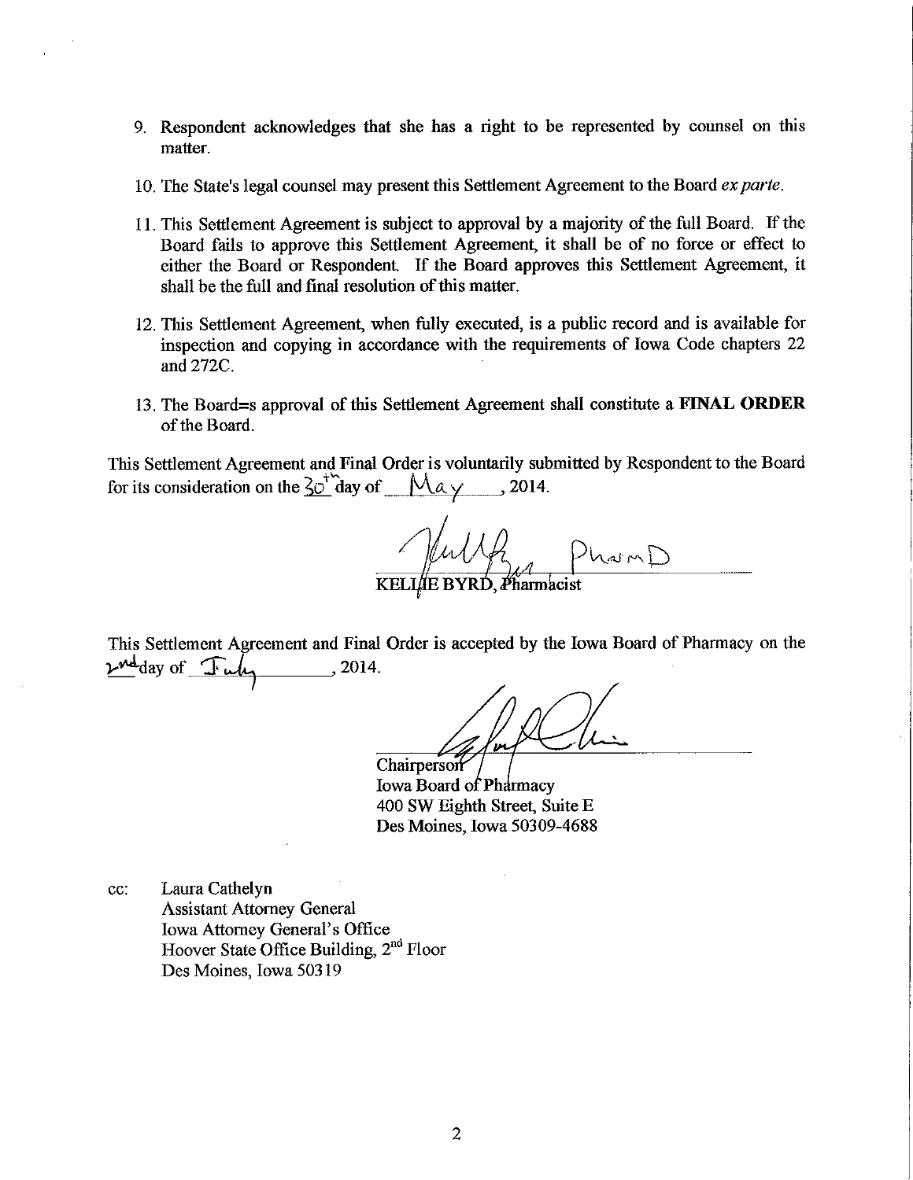9. Respondent acknowledges that she has a right to be represented by counsel on this matter.

10. The State's legal counsel may present this Settlement Agreement to the Board *ex parte*.

11. This Settlement Agreement is subject to approval by a majority of the full Board. If the Board fails to approve this Settlement Agreement, it shall be of no force or effect to either the Board or Respondent. If the Board approves this Settlement Agreement, it shall be the full and final resolution of this matter.

12. This Settlement Agreement, when fully executed, is a public record and is available for inspection and copying in accordance with the requirements of Iowa Code chapters 22 and 272C.

13. The Board=s approval of this Settlement Agreement shall constitute a **FINAL ORDER** of the Board.

This Settlement Agreement and Final Order is voluntarily submitted by Respondent to the Board for its consideration on the 30th day of May, 2014.

KELLIE BYRD, Pharmacist

This Settlement Agreement and Final Order is accepted by the Iowa Board of Pharmacy on the 2nd day of July, 2014.

Chairperson
Iowa Board of Pharmacy
400 SW Eighth Street, Suite E
Des Moines, Iowa 50309-4688

cc: Laura Cathelyn
Assistant Attorney General
Iowa Attorney General's Office
Hoover State Office Building, 2nd Floor
Des Moines, Iowa 50319